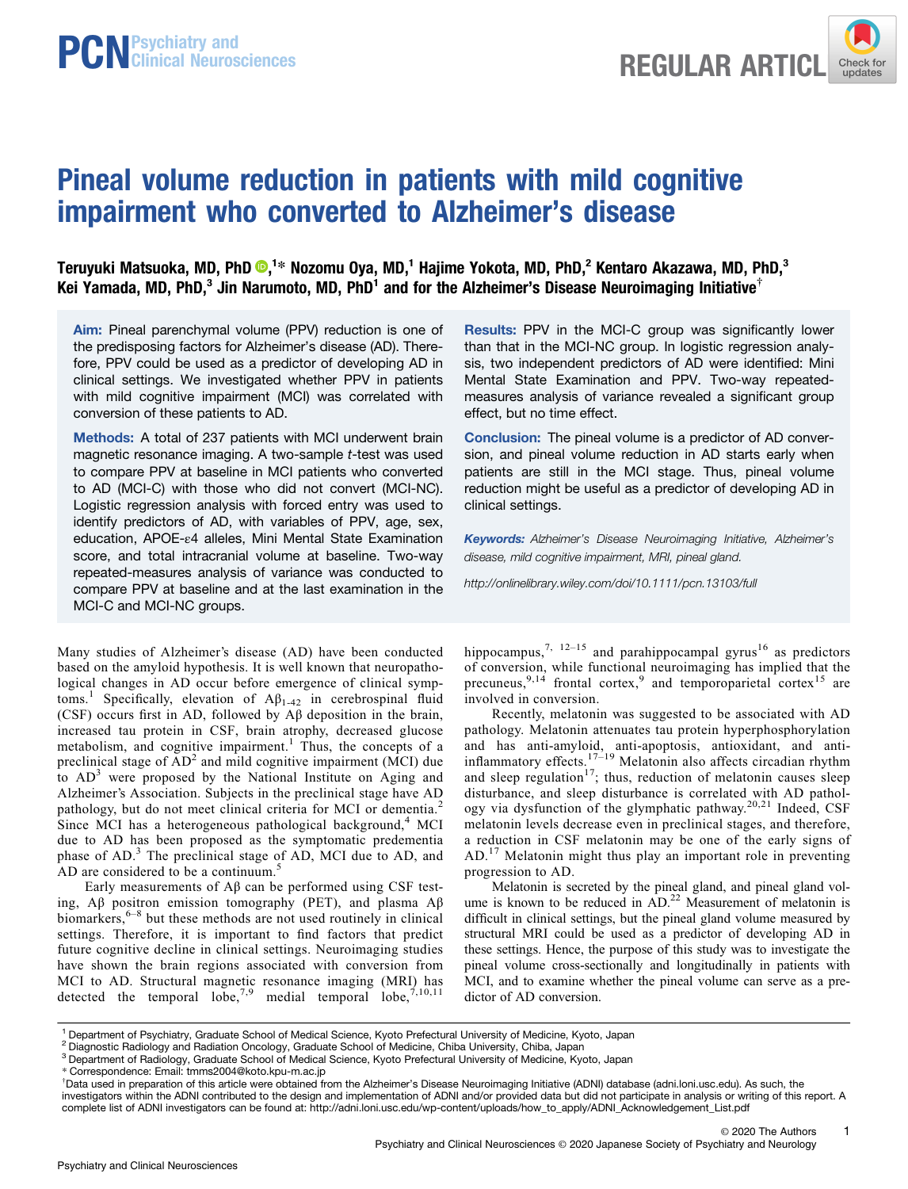REGULAR ARTICLE

# Pineal volume reduction in patients with mild cognitive impairment who converted to Alzheimer's disease

**Teruyuki Matsuoka, MD, PhD,[1]* Nozomu Oya, MD,[1] Hajime Yokota, MD, PhD,[2] Kentaro Akazawa, MD, PhD,[3] Kei Yamada, MD, PhD,[3] Jin Narumoto, MD, PhD[1] and for the Alzheimer's Disease Neuroimaging Initiative[†]**

**Aim:** Pineal parenchymal volume (PPV) reduction is one of the predisposing factors for Alzheimer's disease (AD). Therefore, PPV could be used as a predictor of developing AD in clinical settings. We investigated whether PPV in patients with mild cognitive impairment (MCI) was correlated with conversion of these patients to AD.

**Methods:** A total of 237 patients with MCI underwent brain magnetic resonance imaging. A two-sample *t*-test was used to compare PPV at baseline in MCI patients who converted to AD (MCI-C) with those who did not convert (MCI-NC). Logistic regression analysis with forced entry was used to identify predictors of AD, with variables of PPV, age, sex, education, APOE-ε4 alleles, Mini Mental State Examination score, and total intracranial volume at baseline. Two-way repeated-measures analysis of variance was conducted to compare PPV at baseline and at the last examination in the MCI-C and MCI-NC groups.

**Results:** PPV in the MCI-C group was significantly lower than that in the MCI-NC group. In logistic regression analysis, two independent predictors of AD were identified: Mini Mental State Examination and PPV. Two-way repeated-measures analysis of variance revealed a significant group effect, but no time effect.

**Conclusion:** The pineal volume is a predictor of AD conversion, and pineal volume reduction in AD starts early when patients are still in the MCI stage. Thus, pineal volume reduction might be useful as a predictor of developing AD in clinical settings.

*Keywords:* Alzheimer's Disease Neuroimaging Initiative, Alzheimer's disease, mild cognitive impairment, MRI, pineal gland.

http://onlinelibrary.wiley.com/doi/10.1111/pcn.13103/full

Many studies of Alzheimer's disease (AD) have been conducted based on the amyloid hypothesis. It is well known that neuropathological changes in AD occur before emergence of clinical symptoms.[1] Specifically, elevation of $A\beta_{1-42}$ in cerebrospinal fluid (CSF) occurs first in AD, followed by Aβ deposition in the brain, increased tau protein in CSF, brain atrophy, decreased glucose metabolism, and cognitive impairment.[1] Thus, the concepts of a preclinical stage of AD[2] and mild cognitive impairment (MCI) due to AD[3] were proposed by the National Institute on Aging and Alzheimer's Association. Subjects in the preclinical stage have AD pathology, but do not meet clinical criteria for MCI or dementia.[2] Since MCI has a heterogeneous pathological background,[4] MCI due to AD has been proposed as the symptomatic predementia phase of AD.[3] The preclinical stage of AD, MCI due to AD, and AD are considered to be a continuum.[5]

Early measurements of Aβ can be performed using CSF testing, Aβ positron emission tomography (PET), and plasma Aβ biomarkers,[6–8] but these methods are not used routinely in clinical settings. Therefore, it is important to find factors that predict future cognitive decline in clinical settings. Neuroimaging studies have shown the brain regions associated with conversion from MCI to AD. Structural magnetic resonance imaging (MRI) has detected the temporal lobe,[7,9] medial temporal lobe,[7,10,11] hippocampus,[7,12–15] and parahippocampal gyrus[16] as predictors of conversion, while functional neuroimaging has implied that the precuneus,[9,14] frontal cortex,[9] and temporoparietal cortex[15] are involved in conversion.

Recently, melatonin was suggested to be associated with AD pathology. Melatonin attenuates tau protein hyperphosphorylation and has anti-amyloid, anti-apoptosis, antioxidant, and anti-inflammatory effects.[17–19] Melatonin also affects circadian rhythm and sleep regulation[17]; thus, reduction of melatonin causes sleep disturbance, and sleep disturbance is correlated with AD pathology via dysfunction of the glymphatic pathway.[20,21] Indeed, CSF melatonin levels decrease even in preclinical stages, and therefore, a reduction in CSF melatonin may be one of the early signs of AD.[17] Melatonin might thus play an important role in preventing progression to AD.

Melatonin is secreted by the pineal gland, and pineal gland volume is known to be reduced in AD.[22] Measurement of melatonin is difficult in clinical settings, but the pineal gland volume measured by structural MRI could be used as a predictor of developing AD in these settings. Hence, the purpose of this study was to investigate the pineal volume cross-sectionally and longitudinally in patients with MCI, and to examine whether the pineal volume can serve as a predictor of AD conversion.

[1] Department of Psychiatry, Graduate School of Medical Science, Kyoto Prefectural University of Medicine, Kyoto, Japan
[2] Diagnostic Radiology and Radiation Oncology, Graduate School of Medicine, Chiba University, Chiba, Japan
[3] Department of Radiology, Graduate School of Medical Science, Kyoto Prefectural University of Medicine, Kyoto, Japan
* Correspondence: Email: tmms2004@koto.kpu-m.ac.jp
[†]Data used in preparation of this article were obtained from the Alzheimer's Disease Neuroimaging Initiative (ADNI) database (adni.loni.usc.edu). As such, the investigators within the ADNI contributed to the design and implementation of ADNI and/or provided data but did not participate in analysis or writing of this report. A complete list of ADNI investigators can be found at: http://adni.loni.usc.edu/wp-content/uploads/how_to_apply/ADNI_Acknowledgement_List.pdf

© 2020 The Authors
Psychiatry and Clinical Neurosciences © 2020 Japanese Society of Psychiatry and Neurology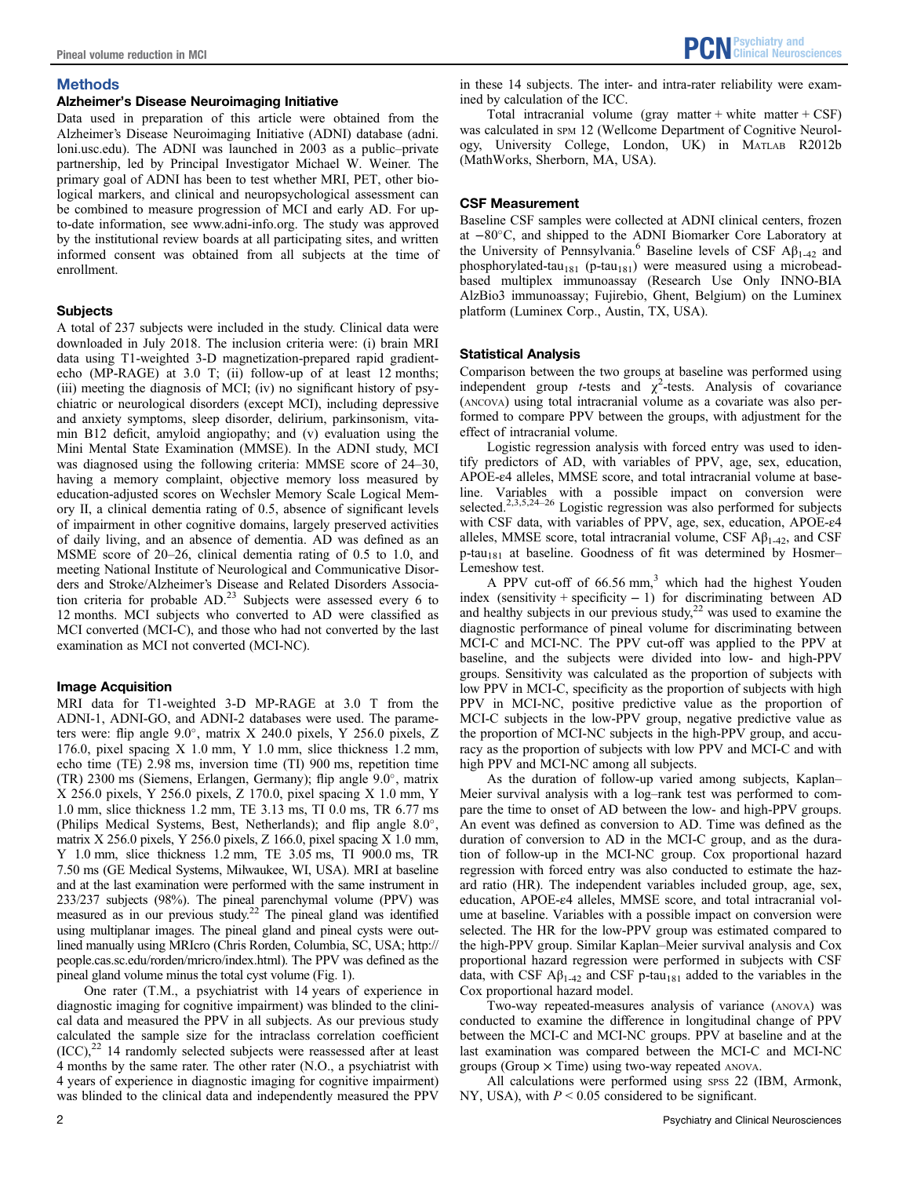## Methods

### Alzheimer's Disease Neuroimaging Initiative

Data used in preparation of this article were obtained from the Alzheimer's Disease Neuroimaging Initiative (ADNI) database (adni.loni.usc.edu). The ADNI was launched in 2003 as a public–private partnership, led by Principal Investigator Michael W. Weiner. The primary goal of ADNI has been to test whether MRI, PET, other biological markers, and clinical and neuropsychological assessment can be combined to measure progression of MCI and early AD. For up-to-date information, see www.adni-info.org. The study was approved by the institutional review boards at all participating sites, and written informed consent was obtained from all subjects at the time of enrollment.

### Subjects

A total of 237 subjects were included in the study. Clinical data were downloaded in July 2018. The inclusion criteria were: (i) brain MRI data using T1-weighted 3-D magnetization-prepared rapid gradient-echo (MP-RAGE) at 3.0 T; (ii) follow-up of at least 12 months; (iii) meeting the diagnosis of MCI; (iv) no significant history of psychiatric or neurological disorders (except MCI), including depressive and anxiety symptoms, sleep disorder, delirium, parkinsonism, vitamin B12 deficit, amyloid angiopathy; and (v) evaluation using the Mini Mental State Examination (MMSE). In the ADNI study, MCI was diagnosed using the following criteria: MMSE score of 24–30, having a memory complaint, objective memory loss measured by education-adjusted scores on Wechsler Memory Scale Logical Memory II, a clinical dementia rating of 0.5, absence of significant levels of impairment in other cognitive domains, largely preserved activities of daily living, and an absence of dementia. AD was defined as an MSME score of 20–26, clinical dementia rating of 0.5 to 1.0, and meeting National Institute of Neurological and Communicative Disorders and Stroke/Alzheimer's Disease and Related Disorders Association criteria for probable AD.[23] Subjects were assessed every 6 to 12 months. MCI subjects who converted to AD were classified as MCI converted (MCI-C), and those who had not converted by the last examination as MCI not converted (MCI-NC).

### Image Acquisition

MRI data for T1-weighted 3-D MP-RAGE at 3.0 T from the ADNI-1, ADNI-GO, and ADNI-2 databases were used. The parameters were: flip angle 9.0°, matrix X 240.0 pixels, Y 256.0 pixels, Z 176.0, pixel spacing X 1.0 mm, Y 1.0 mm, slice thickness 1.2 mm, echo time (TE) 2.98 ms, inversion time (TI) 900 ms, repetition time (TR) 2300 ms (Siemens, Erlangen, Germany); flip angle 9.0°, matrix X 256.0 pixels, Y 256.0 pixels, Z 170.0, pixel spacing X 1.0 mm, Y 1.0 mm, slice thickness 1.2 mm, TE 3.13 ms, TI 0.0 ms, TR 6.77 ms (Philips Medical Systems, Best, Netherlands); and flip angle 8.0°, matrix X 256.0 pixels, Y 256.0 pixels, Z 166.0, pixel spacing X 1.0 mm, Y 1.0 mm, slice thickness 1.2 mm, TE 3.05 ms, TI 900.0 ms, TR 7.50 ms (GE Medical Systems, Milwaukee, WI, USA). MRI at baseline and at the last examination were performed with the same instrument in 233/237 subjects (98%). The pineal parenchymal volume (PPV) was measured as in our previous study.[22] The pineal gland was identified using multiplanar images. The pineal gland and pineal cysts were outlined manually using MRIcro (Chris Rorden, Columbia, SC, USA; http://people.cas.sc.edu/rorden/mricro/index.html). The PPV was defined as the pineal gland volume minus the total cyst volume (Fig. 1).

One rater (T.M., a psychiatrist with 14 years of experience in diagnostic imaging for cognitive impairment) was blinded to the clinical data and measured the PPV in all subjects. As our previous study calculated the sample size for the intraclass correlation coefficient (ICC),[22] 14 randomly selected subjects were reassessed after at least 4 months by the same rater. The other rater (N.O., a psychiatrist with 4 years of experience in diagnostic imaging for cognitive impairment) was blinded to the clinical data and independently measured the PPV in these 14 subjects. The inter- and intra-rater reliability were examined by calculation of the ICC.

Total intracranial volume (gray matter + white matter + CSF) was calculated in SPM 12 (Wellcome Department of Cognitive Neurology, University College, London, UK) in MATLAB R2012b (MathWorks, Sherborn, MA, USA).

### CSF Measurement

Baseline CSF samples were collected at ADNI clinical centers, frozen at −80°C, and shipped to the ADNI Biomarker Core Laboratory at the University of Pennsylvania.[6] Baseline levels of CSF $A\beta_{1\text{-}42}$ and phosphorylated-tau$_{181}$ (p-tau$_{181}$) were measured using a microbead-based multiplex immunoassay (Research Use Only INNO-BIA AlzBio3 immunoassay; Fujirebio, Ghent, Belgium) on the Luminex platform (Luminex Corp., Austin, TX, USA).

### Statistical Analysis

Comparison between the two groups at baseline was performed using independent group *t*-tests and $\chi^2$-tests. Analysis of covariance (ANCOVA) using total intracranial volume as a covariate was also performed to compare PPV between the groups, with adjustment for the effect of intracranial volume.

Logistic regression analysis with forced entry was used to identify predictors of AD, with variables of PPV, age, sex, education, APOE-ε4 alleles, MMSE score, and total intracranial volume at baseline. Variables with a possible impact on conversion were selected.[2,3,5,24–26] Logistic regression was also performed for subjects with CSF data, with variables of PPV, age, sex, education, APOE-ε4 alleles, MMSE score, total intracranial volume, CSF $A\beta_{1\text{-}42}$, and CSF p-tau$_{181}$ at baseline. Goodness of fit was determined by Hosmer–Lemeshow test.

A PPV cut-off of 66.56 mm,[3] which had the highest Youden index (sensitivity + specificity − 1) for discriminating between AD and healthy subjects in our previous study,[22] was used to examine the diagnostic performance of pineal volume for discriminating between MCI-C and MCI-NC. The PPV cut-off was applied to the PPV at baseline, and the subjects were divided into low- and high-PPV groups. Sensitivity was calculated as the proportion of subjects with low PPV in MCI-C, specificity as the proportion of subjects with high PPV in MCI-NC, positive predictive value as the proportion of MCI-C subjects in the low-PPV group, negative predictive value as the proportion of MCI-NC subjects in the high-PPV group, and accuracy as the proportion of subjects with low PPV and MCI-C and with high PPV and MCI-NC among all subjects.

As the duration of follow-up varied among subjects, Kaplan–Meier survival analysis with a log–rank test was performed to compare the time to onset of AD between the low- and high-PPV groups. An event was defined as conversion to AD. Time was defined as the duration of conversion to AD in the MCI-C group, and as the duration of follow-up in the MCI-NC group. Cox proportional hazard regression with forced entry was also conducted to estimate the hazard ratio (HR). The independent variables included group, age, sex, education, APOE-ε4 alleles, MMSE score, and total intracranial volume at baseline. Variables with a possible impact on conversion were selected. The HR for the low-PPV group was estimated compared to the high-PPV group. Similar Kaplan–Meier survival analysis and Cox proportional hazard regression were performed in subjects with CSF data, with CSF $A\beta_{1\text{-}42}$ and CSF p-tau$_{181}$ added to the variables in the Cox proportional hazard model.

Two-way repeated-measures analysis of variance (ANOVA) was conducted to examine the difference in longitudinal change of PPV between the MCI-C and MCI-NC groups. PPV at baseline and at the last examination was compared between the MCI-C and MCI-NC groups (Group × Time) using two-way repeated ANOVA.

All calculations were performed using SPSS 22 (IBM, Armonk, NY, USA), with $P < 0.05$ considered to be significant.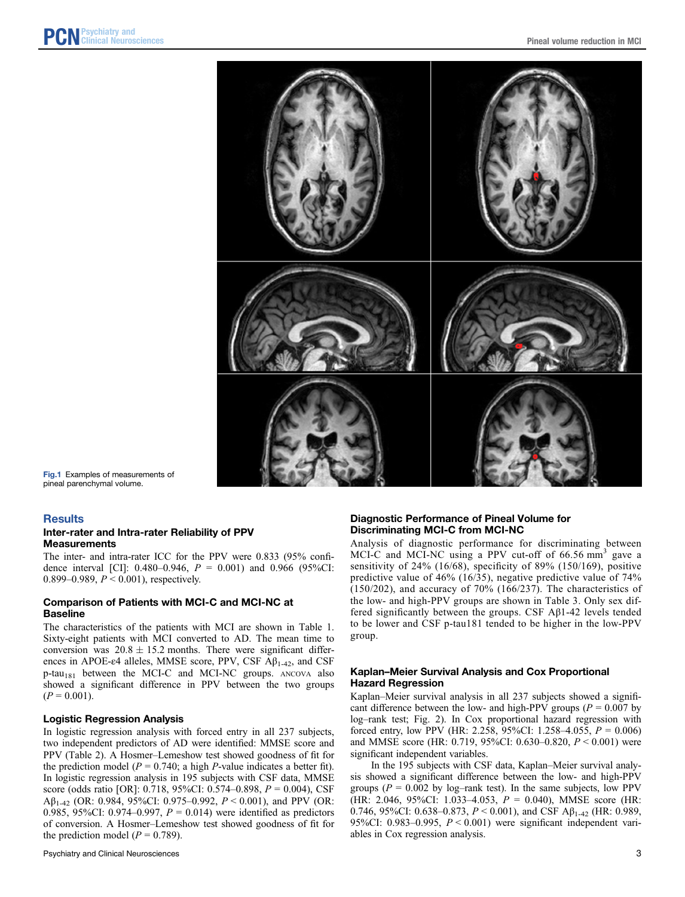Fig.1 Examples of measurements of pineal parenchymal volume.

## Results

### Inter-rater and Intra-rater Reliability of PPV Measurements

The inter- and intra-rater ICC for the PPV were 0.833 (95% confidence interval [CI]: 0.480–0.946, $P$ = 0.001) and 0.966 (95%CI: 0.899–0.989, $P$ < 0.001), respectively.

### Comparison of Patients with MCI-C and MCI-NC at Baseline

The characteristics of the patients with MCI are shown in Table 1. Sixty-eight patients with MCI converted to AD. The mean time to conversion was 20.8 ± 15.2 months. There were significant differences in APOE-ε4 alleles, MMSE score, PPV, CSF $A\beta_{1\text{-}42}$, and CSF p-$tau_{181}$ between the MCI-C and MCI-NC groups. ANCOVA also showed a significant difference in PPV between the two groups ($P$ = 0.001).

### Logistic Regression Analysis

In logistic regression analysis with forced entry in all 237 subjects, two independent predictors of AD were identified: MMSE score and PPV (Table 2). A Hosmer–Lemeshow test showed goodness of fit for the prediction model ($P$ = 0.740; a high $P$-value indicates a better fit). In logistic regression analysis in 195 subjects with CSF data, MMSE score (odds ratio [OR]: 0.718, 95%CI: 0.574–0.898, $P$ = 0.004), CSF $A\beta_{1\text{-}42}$ (OR: 0.984, 95%CI: 0.975–0.992, $P$ < 0.001), and PPV (OR: 0.985, 95%CI: 0.974–0.997, $P$ = 0.014) were identified as predictors of conversion. A Hosmer–Lemeshow test showed goodness of fit for the prediction model ($P$ = 0.789).

### Diagnostic Performance of Pineal Volume for Discriminating MCI-C from MCI-NC

Analysis of diagnostic performance for discriminating between MCI-C and MCI-NC using a PPV cut-off of 66.56 $mm^3$ gave a sensitivity of 24% (16/68), specificity of 89% (150/169), positive predictive value of 46% (16/35), negative predictive value of 74% (150/202), and accuracy of 70% (166/237). The characteristics of the low- and high-PPV groups are shown in Table 3. Only sex differed significantly between the groups. CSF Aβ1-42 levels tended to be lower and CSF p-tau181 tended to be higher in the low-PPV group.

### Kaplan–Meier Survival Analysis and Cox Proportional Hazard Regression

Kaplan–Meier survival analysis in all 237 subjects showed a significant difference between the low- and high-PPV groups ($P$ = 0.007 by log–rank test; Fig. 2). In Cox proportional hazard regression with forced entry, low PPV (HR: 2.258, 95%CI: 1.258–4.055, $P$ = 0.006) and MMSE score (HR: 0.719, 95%CI: 0.630–0.820, $P$ < 0.001) were significant independent variables.

In the 195 subjects with CSF data, Kaplan–Meier survival analysis showed a significant difference between the low- and high-PPV groups ($P$ = 0.002 by log–rank test). In the same subjects, low PPV (HR: 2.046, 95%CI: 1.033–4.053, $P$ = 0.040), MMSE score (HR: 0.746, 95%CI: 0.638–0.873, $P$ < 0.001), and CSF $A\beta_{1\text{-}42}$ (HR: 0.989, 95%CI: 0.983–0.995, $P$ < 0.001) were significant independent variables in Cox regression analysis.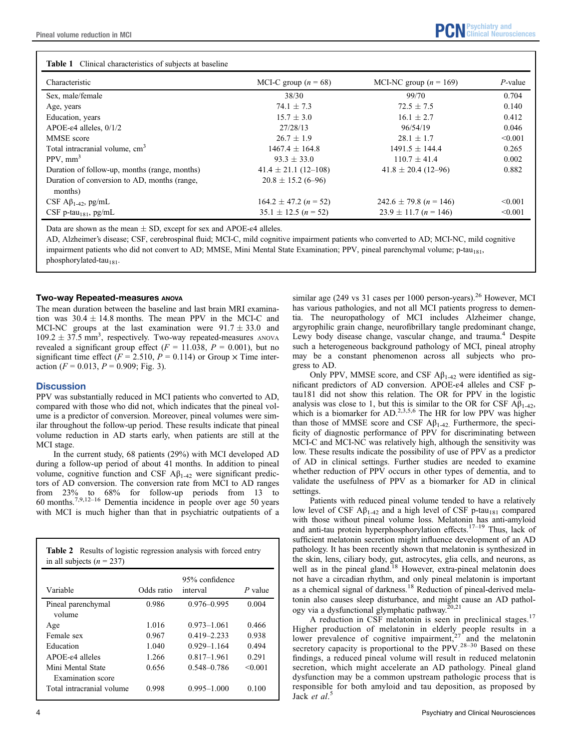**Table 1** Clinical characteristics of subjects at baseline

| Characteristic | MCI-C group (n = 68) | MCI-NC group (n = 169) | P-value |
|---|---|---|---|
| Sex, male/female | 38/30 | 99/70 | 0.704 |
| Age, years | 74.1 ± 7.3 | 72.5 ± 7.5 | 0.140 |
| Education, years | 15.7 ± 3.0 | 16.1 ± 2.7 | 0.412 |
| APOE-ε4 alleles, 0/1/2 | 27/28/13 | 96/54/19 | 0.046 |
| MMSE score | 26.7 ± 1.9 | 28.1 ± 1.7 | <0.001 |
| Total intracranial volume, $cm^3$ | 1467.4 ± 164.8 | 1491.5 ± 144.4 | 0.265 |
| PPV, $mm^3$ | 93.3 ± 33.0 | 110.7 ± 41.4 | 0.002 |
| Duration of follow-up, months (range, months) | 41.4 ± 21.1 (12–108) | 41.8 ± 20.4 (12–96) | 0.882 |
| Duration of conversion to AD, months (range, months) | 20.8 ± 15.2 (6–96) | | |
| CSF $A\beta_{1\text{-}42}$, pg/mL | 164.2 ± 47.2 (n = 52) | 242.6 ± 79.8 (n = 146) | <0.001 |
| CSF p-$tau_{181}$, pg/mL | 35.1 ± 12.5 (n = 52) | 23.9 ± 11.7 (n = 146) | <0.001 |

Data are shown as the mean ± SD, except for sex and APOE-ε4 alleles.

AD, Alzheimer's disease; CSF, cerebrospinal fluid; MCI-C, mild cognitive impairment patients who converted to AD; MCI-NC, mild cognitive impairment patients who did not convert to AD; MMSE, Mini Mental State Examination; PPV, pineal parenchymal volume; p-$tau_{181}$, phosphorylated-$tau_{181}$.

### Two-way Repeated-measures ANOVA

The mean duration between the baseline and last brain MRI examination was 30.4 ± 14.8 months. The mean PPV in the MCI-C and MCI-NC groups at the last examination were 91.7 ± 33.0 and 109.2 ± 37.5 $mm^3$, respectively. Two-way repeated-measures ANOVA revealed a significant group effect ($F = 11.038$, $P = 0.001$), but no significant time effect ($F = 2.510$, $P = 0.114$) or Group × Time interaction ($F = 0.013$, $P = 0.909$; Fig. 3).

## Discussion

PPV was substantially reduced in MCI patients who converted to AD, compared with those who did not, which indicates that the pineal volume is a predictor of conversion. Moreover, pineal volumes were similar throughout the follow-up period. These results indicate that pineal volume reduction in AD starts early, when patients are still at the MCI stage.

In the current study, 68 patients (29%) with MCI developed AD during a follow-up period of about 41 months. In addition to pineal volume, cognitive function and CSF $A\beta_{1\text{-}42}$ were significant predictors of AD conversion. The conversion rate from MCI to AD ranges from 23% to 68% for follow-up periods from 13 to 60 months.[7,9,12–16] Dementia incidence in people over age 50 years with MCI is much higher than that in psychiatric outpatients of a similar age (249 vs 31 cases per 1000 person-years).[26] However, MCI has various pathologies, and not all MCI patients progress to dementia. The neuropathology of MCI includes Alzheimer change, argyrophilic grain change, neurofibrillary tangle predominant change, Lewy body disease change, vascular change, and trauma.[4] Despite such a heterogeneous background pathology of MCI, pineal atrophy may be a constant phenomenon across all subjects who progress to AD.

**Table 2** Results of logistic regression analysis with forced entry in all subjects (n = 237)

| Variable | Odds ratio | 95% confidence interval | P value |
|---|---|---|---|
| Pineal parenchymal volume | 0.986 | 0.976–0.995 | 0.004 |
| Age | 1.016 | 0.973–1.061 | 0.466 |
| Female sex | 0.967 | 0.419–2.233 | 0.938 |
| Education | 1.040 | 0.929–1.164 | 0.494 |
| APOE-ε4 alleles | 1.266 | 0.817–1.961 | 0.291 |
| Mini Mental State Examination score | 0.656 | 0.548–0.786 | <0.001 |
| Total intracranial volume | 0.998 | 0.995–1.000 | 0.100 |

Only PPV, MMSE score, and CSF $A\beta_{1\text{-}42}$ were identified as significant predictors of AD conversion. APOE-ε4 alleles and CSF p-tau181 did not show this relation. The OR for PPV in the logistic analysis was close to 1, but this is similar to the OR for CSF $A\beta_{1\text{-}42}$, which is a biomarker for AD.[2,3,5,6] The HR for low PPV was higher than those of MMSE score and CSF $A\beta_{1\text{-}42}$. Furthermore, the specificity of diagnostic performance of PPV for discriminating between MCI-C and MCI-NC was relatively high, although the sensitivity was low. These results indicate the possibility of use of PPV as a predictor of AD in clinical settings. Further studies are needed to examine whether reduction of PPV occurs in other types of dementia, and to validate the usefulness of PPV as a biomarker for AD in clinical settings.

Patients with reduced pineal volume tended to have a relatively low level of CSF $A\beta_{1\text{-}42}$ and a high level of CSF p-$tau_{181}$ compared with those without pineal volume loss. Melatonin has anti-amyloid and anti-tau protein hyperphosphorylation effects.[17–19] Thus, lack of sufficient melatonin secretion might influence development of an AD pathology. It has been recently shown that melatonin is synthesized in the skin, lens, ciliary body, gut, astrocytes, glia cells, and neurons, as well as in the pineal gland.[18] However, extra-pineal melatonin does not have a circadian rhythm, and only pineal melatonin is important as a chemical signal of darkness.[18] Reduction of pineal-derived melatonin also causes sleep disturbance, and might cause an AD pathology via a dysfunctional glymphatic pathway.[20,21]

A reduction in CSF melatonin is seen in preclinical stages.[17] Higher production of melatonin in elderly people results in a lower prevalence of cognitive impairment,[27] and the melatonin secretory capacity is proportional to the PPV.[28–30] Based on these findings, a reduced pineal volume will result in reduced melatonin secretion, which might accelerate an AD pathology. Pineal gland dysfunction may be a common upstream pathologic process that is responsible for both amyloid and tau deposition, as proposed by Jack *et al*.[5]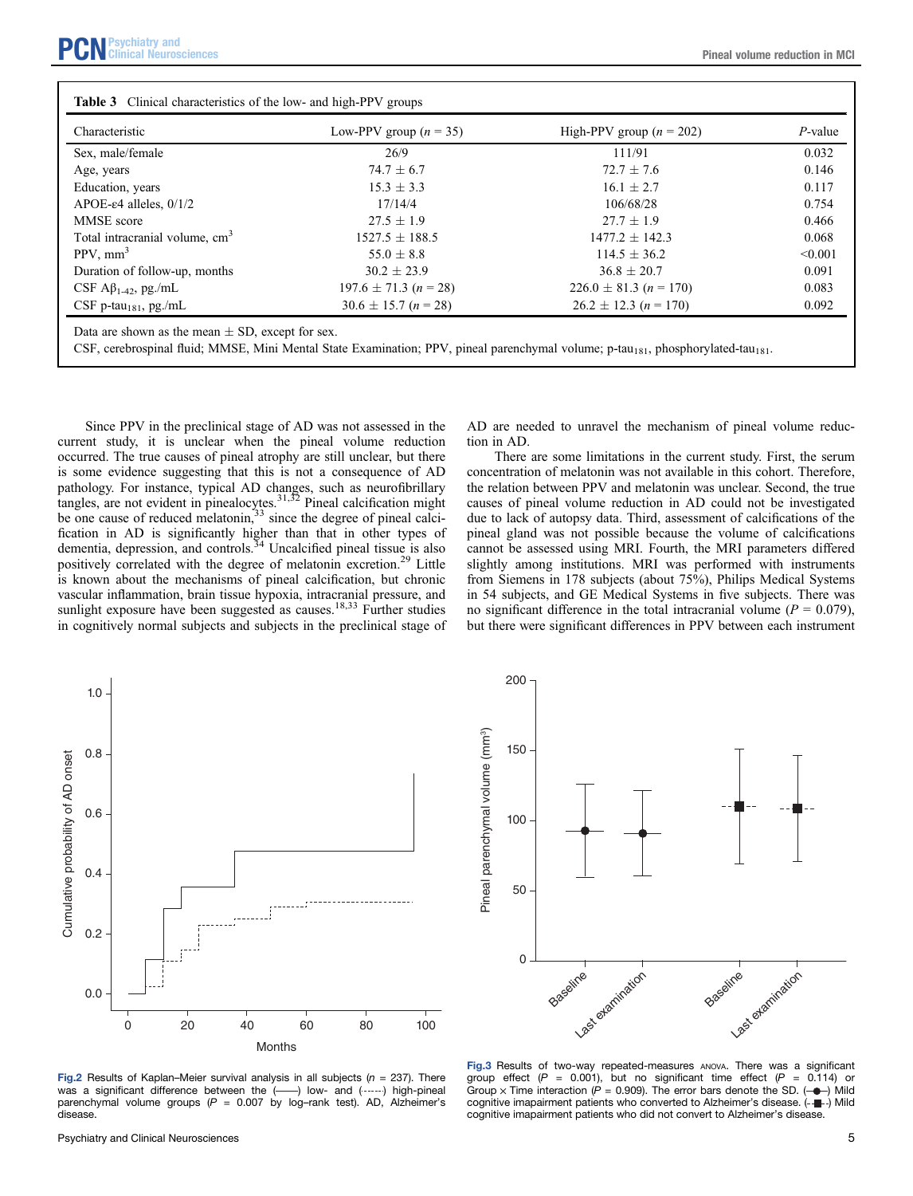**Table 3** Clinical characteristics of the low- and high-PPV groups

| Characteristic | Low-PPV group ($n$ = 35) | High-PPV group ($n$ = 202) | $P$-value |
|---|---|---|---|
| Sex, male/female | 26/9 | 111/91 | 0.032 |
| Age, years | 74.7 ± 6.7 | 72.7 ± 7.6 | 0.146 |
| Education, years | 15.3 ± 3.3 | 16.1 ± 2.7 | 0.117 |
| APOE-ε4 alleles, 0/1/2 | 17/14/4 | 106/68/28 | 0.754 |
| MMSE score | 27.5 ± 1.9 | 27.7 ± 1.9 | 0.466 |
| Total intracranial volume, $cm^3$ | 1527.5 ± 188.5 | 1477.2 ± 142.3 | 0.068 |
| PPV, $mm^3$ | 55.0 ± 8.8 | 114.5 ± 36.2 | <0.001 |
| Duration of follow-up, months | 30.2 ± 23.9 | 36.8 ± 20.7 | 0.091 |
| CSF $A\beta_{1\text{-}42}$, pg./mL | 197.6 ± 71.3 ($n$ = 28) | 226.0 ± 81.3 ($n$ = 170) | 0.083 |
| CSF p-$tau_{181}$, pg./mL | 30.6 ± 15.7 ($n$ = 28) | 26.2 ± 12.3 ($n$ = 170) | 0.092 |

Data are shown as the mean ± SD, except for sex.
CSF, cerebrospinal fluid; MMSE, Mini Mental State Examination; PPV, pineal parenchymal volume; p-$tau_{181}$, phosphorylated-$tau_{181}$.

Since PPV in the preclinical stage of AD was not assessed in the current study, it is unclear when the pineal volume reduction occurred. The true causes of pineal atrophy are still unclear, but there is some evidence suggesting that this is not a consequence of AD pathology. For instance, typical AD changes, such as neurofibrillary tangles, are not evident in pinealocytes.[31,32] Pineal calcification might be one cause of reduced melatonin,[33] since the degree of pineal calcification in AD is significantly higher than that in other types of dementia, depression, and controls.[34] Uncalcified pineal tissue is also positively correlated with the degree of melatonin excretion.[29] Little is known about the mechanisms of pineal calcification, but chronic vascular inflammation, brain tissue hypoxia, intracranial pressure, and sunlight exposure have been suggested as causes.[18,33] Further studies in cognitively normal subjects and subjects in the preclinical stage of AD are needed to unravel the mechanism of pineal volume reduction in AD.

There are some limitations in the current study. First, the serum concentration of melatonin was not available in this cohort. Therefore, the relation between PPV and melatonin was unclear. Second, the true causes of pineal volume reduction in AD could not be investigated due to lack of autopsy data. Third, assessment of calcifications of the pineal gland was not possible because the volume of calcifications cannot be assessed using MRI. Fourth, the MRI parameters differed slightly among institutions. MRI was performed with instruments from Siemens in 178 subjects (about 75%), Philips Medical Systems in 54 subjects, and GE Medical Systems in five subjects. There was no significant difference in the total intracranial volume ($P$ = 0.079), but there were significant differences in PPV between each instrument

**Fig.2** Results of Kaplan–Meier survival analysis in all subjects ($n$ = 237). There was a significant difference between the (——) low- and (------) high-pineal parenchymal volume groups ($P$ = 0.007 by log–rank test). AD, Alzheimer's disease.

**Fig.3** Results of two-way repeated-measures ANOVA. There was a significant group effect ($P$ = 0.001), but no significant time effect ($P$ = 0.114) or Group × Time interaction ($P$ = 0.909). The error bars denote the SD. (–●–) Mild cognitive imapairment patients who converted to Alzheimer's disease. (-■-) Mild cognitive imapairment patients who did not convert to Alzheimer's disease.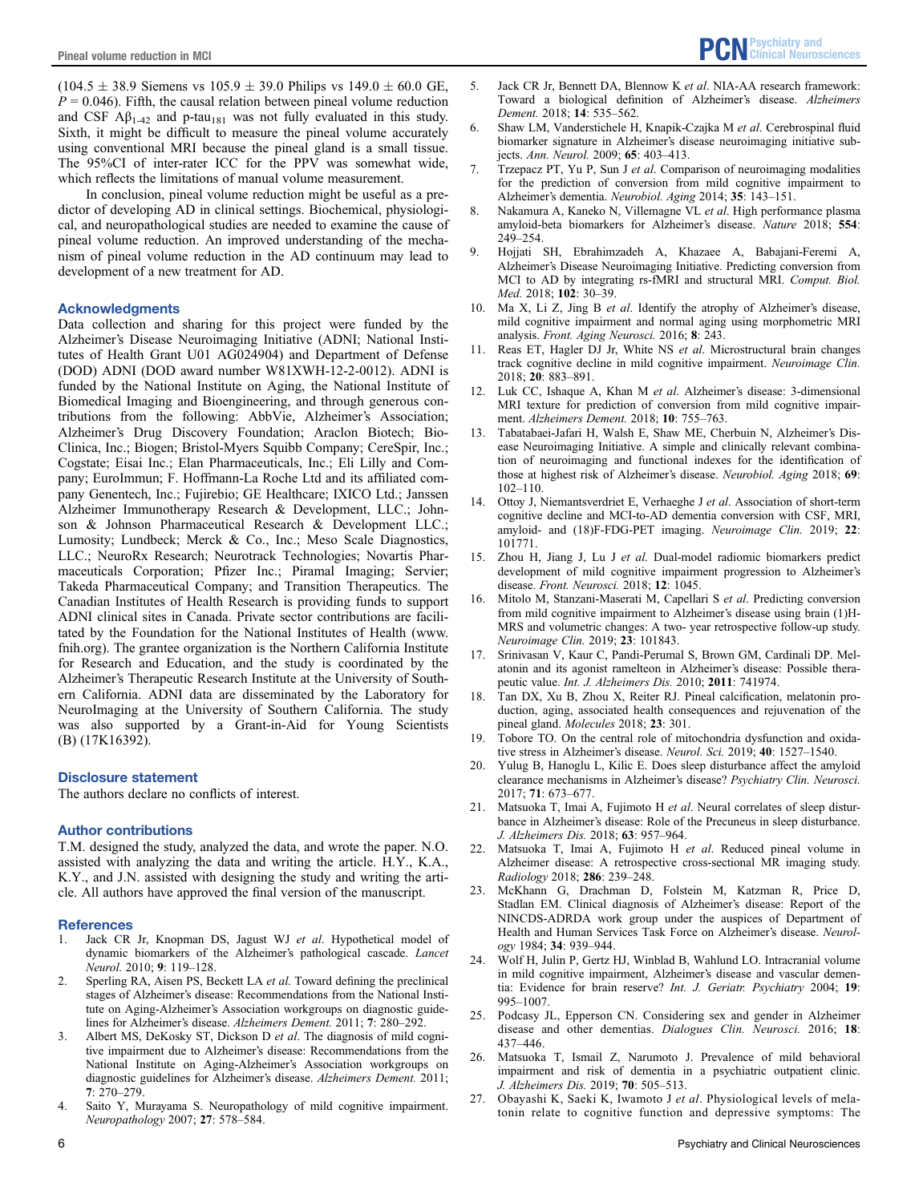(104.5 ± 38.9 Siemens vs 105.9 ± 39.0 Philips vs 149.0 ± 60.0 GE, $P = 0.046$). Fifth, the causal relation between pineal volume reduction and CSF $A\beta_{1\text{-}42}$ and p-$tau_{181}$ was not fully evaluated in this study. Sixth, it might be difficult to measure the pineal volume accurately using conventional MRI because the pineal gland is a small tissue. The 95%CI of inter-rater ICC for the PPV was somewhat wide, which reflects the limitations of manual volume measurement.

In conclusion, pineal volume reduction might be useful as a predictor of developing AD in clinical settings. Biochemical, physiological, and neuropathological studies are needed to examine the cause of pineal volume reduction. An improved understanding of the mechanism of pineal volume reduction in the AD continuum may lead to development of a new treatment for AD.

## Acknowledgments

Data collection and sharing for this project were funded by the Alzheimer's Disease Neuroimaging Initiative (ADNI; National Institutes of Health Grant U01 AG024904) and Department of Defense (DOD) ADNI (DOD award number W81XWH-12-2-0012). ADNI is funded by the National Institute on Aging, the National Institute of Biomedical Imaging and Bioengineering, and through generous contributions from the following: AbbVie, Alzheimer's Association; Alzheimer's Drug Discovery Foundation; Araclon Biotech; BioClinica, Inc.; Biogen; Bristol-Myers Squibb Company; CereSpir, Inc.; Cogstate; Eisai Inc.; Elan Pharmaceuticals, Inc.; Eli Lilly and Company; EuroImmun; F. Hoffmann-La Roche Ltd and its affiliated company Genentech, Inc.; Fujirebio; GE Healthcare; IXICO Ltd.; Janssen Alzheimer Immunotherapy Research & Development, LLC.; Johnson & Johnson Pharmaceutical Research & Development LLC.; Lumosity; Lundbeck; Merck & Co., Inc.; Meso Scale Diagnostics, LLC.; NeuroRx Research; Neurotrack Technologies; Novartis Pharmaceuticals Corporation; Pfizer Inc.; Piramal Imaging; Servier; Takeda Pharmaceutical Company; and Transition Therapeutics. The Canadian Institutes of Health Research is providing funds to support ADNI clinical sites in Canada. Private sector contributions are facilitated by the Foundation for the National Institutes of Health (www.fnih.org). The grantee organization is the Northern California Institute for Research and Education, and the study is coordinated by the Alzheimer's Therapeutic Research Institute at the University of Southern California. ADNI data are disseminated by the Laboratory for NeuroImaging at the University of Southern California. The study was also supported by a Grant-in-Aid for Young Scientists (B) (17K16392).

## Disclosure statement

The authors declare no conflicts of interest.

## Author contributions

T.M. designed the study, analyzed the data, and wrote the paper. N.O. assisted with analyzing the data and writing the article. H.Y., K.A., K.Y., and J.N. assisted with designing the study and writing the article. All authors have approved the final version of the manuscript.

## References

1. Jack CR Jr, Knopman DS, Jagust WJ *et al*. Hypothetical model of dynamic biomarkers of the Alzheimer's pathological cascade. *Lancet Neurol.* 2010; **9**: 119–128.
2. Sperling RA, Aisen PS, Beckett LA *et al*. Toward defining the preclinical stages of Alzheimer's disease: Recommendations from the National Institute on Aging-Alzheimer's Association workgroups on diagnostic guidelines for Alzheimer's disease. *Alzheimers Dement.* 2011; **7**: 280–292.
3. Albert MS, DeKosky ST, Dickson D *et al*. The diagnosis of mild cognitive impairment due to Alzheimer's disease: Recommendations from the National Institute on Aging-Alzheimer's Association workgroups on diagnostic guidelines for Alzheimer's disease. *Alzheimers Dement.* 2011; **7**: 270–279.
4. Saito Y, Murayama S. Neuropathology of mild cognitive impairment. *Neuropathology* 2007; **27**: 578–584.
5. Jack CR Jr, Bennett DA, Blennow K *et al*. NIA-AA research framework: Toward a biological definition of Alzheimer's disease. *Alzheimers Dement.* 2018; **14**: 535–562.
6. Shaw LM, Vanderstichele H, Knapik-Czajka M *et al*. Cerebrospinal fluid biomarker signature in Alzheimer's disease neuroimaging initiative subjects. *Ann. Neurol.* 2009; **65**: 403–413.
7. Trzepacz PT, Yu P, Sun J *et al*. Comparison of neuroimaging modalities for the prediction of conversion from mild cognitive impairment to Alzheimer's dementia. *Neurobiol. Aging* 2014; **35**: 143–151.
8. Nakamura A, Kaneko N, Villemagne VL *et al*. High performance plasma amyloid-beta biomarkers for Alzheimer's disease. *Nature* 2018; **554**: 249–254.
9. Hojjati SH, Ebrahimzadeh A, Khazaee A, Babajani-Feremi A, Alzheimer's Disease Neuroimaging Initiative. Predicting conversion from MCI to AD by integrating rs-fMRI and structural MRI. *Comput. Biol. Med.* 2018; **102**: 30–39.
10. Ma X, Li Z, Jing B *et al*. Identify the atrophy of Alzheimer's disease, mild cognitive impairment and normal aging using morphometric MRI analysis. *Front. Aging Neurosci.* 2016; **8**: 243.
11. Reas ET, Hagler DJ Jr, White NS *et al*. Microstructural brain changes track cognitive decline in mild cognitive impairment. *Neuroimage Clin.* 2018; **20**: 883–891.
12. Luk CC, Ishaque A, Khan M *et al*. Alzheimer's disease: 3-dimensional MRI texture for prediction of conversion from mild cognitive impairment. *Alzheimers Dement.* 2018; **10**: 755–763.
13. Tabatabaei-Jafari H, Walsh E, Shaw ME, Cherbuin N, Alzheimer's Disease Neuroimaging Initiative. A simple and clinically relevant combination of neuroimaging and functional indexes for the identification of those at highest risk of Alzheimer's disease. *Neurobiol. Aging* 2018; **69**: 102–110.
14. Ottoy J, Niemantsverdriet E, Verhaeghe J *et al*. Association of short-term cognitive decline and MCI-to-AD dementia conversion with CSF, MRI, amyloid- and (18)F-FDG-PET imaging. *Neuroimage Clin.* 2019; **22**: 101771.
15. Zhou H, Jiang J, Lu J *et al*. Dual-model radiomic biomarkers predict development of mild cognitive impairment progression to Alzheimer's disease. *Front. Neurosci.* 2018; **12**: 1045.
16. Mitolo M, Stanzani-Maserati M, Capellari S *et al*. Predicting conversion from mild cognitive impairment to Alzheimer's disease using brain (1)H-MRS and volumetric changes: A two- year retrospective follow-up study. *Neuroimage Clin.* 2019; **23**: 101843.
17. Srinivasan V, Kaur C, Pandi-Perumal S, Brown GM, Cardinali DP. Melatonin and its agonist ramelteon in Alzheimer's disease: Possible therapeutic value. *Int. J. Alzheimers Dis.* 2010; **2011**: 741974.
18. Tan DX, Xu B, Zhou X, Reiter RJ. Pineal calcification, melatonin production, aging, associated health consequences and rejuvenation of the pineal gland. *Molecules* 2018; **23**: 301.
19. Tobore TO. On the central role of mitochondria dysfunction and oxidative stress in Alzheimer's disease. *Neurol. Sci.* 2019; **40**: 1527–1540.
20. Yulug B, Hanoglu L, Kilic E. Does sleep disturbance affect the amyloid clearance mechanisms in Alzheimer's disease? *Psychiatry Clin. Neurosci.* 2017; **71**: 673–677.
21. Matsuoka T, Imai A, Fujimoto H *et al*. Neural correlates of sleep disturbance in Alzheimer's disease: Role of the Precuneus in sleep disturbance. *J. Alzheimers Dis.* 2018; **63**: 957–964.
22. Matsuoka T, Imai A, Fujimoto H *et al*. Reduced pineal volume in Alzheimer disease: A retrospective cross-sectional MR imaging study. *Radiology* 2018; **286**: 239–248.
23. McKhann G, Drachman D, Folstein M, Katzman R, Price D, Stadlan EM. Clinical diagnosis of Alzheimer's disease: Report of the NINCDS-ADRDA work group under the auspices of Department of Health and Human Services Task Force on Alzheimer's disease. *Neurology* 1984; **34**: 939–944.
24. Wolf H, Julin P, Gertz HJ, Winblad B, Wahlund LO. Intracranial volume in mild cognitive impairment, Alzheimer's disease and vascular dementia: Evidence for brain reserve? *Int. J. Geriatr. Psychiatry* 2004; **19**: 995–1007.
25. Podcasy JL, Epperson CN. Considering sex and gender in Alzheimer disease and other dementias. *Dialogues Clin. Neurosci.* 2016; **18**: 437–446.
26. Matsuoka T, Ismail Z, Narumoto J. Prevalence of mild behavioral impairment and risk of dementia in a psychiatric outpatient clinic. *J. Alzheimers Dis.* 2019; **70**: 505–513.
27. Obayashi K, Saeki K, Iwamoto J *et al*. Physiological levels of melatonin relate to cognitive function and depressive symptoms: The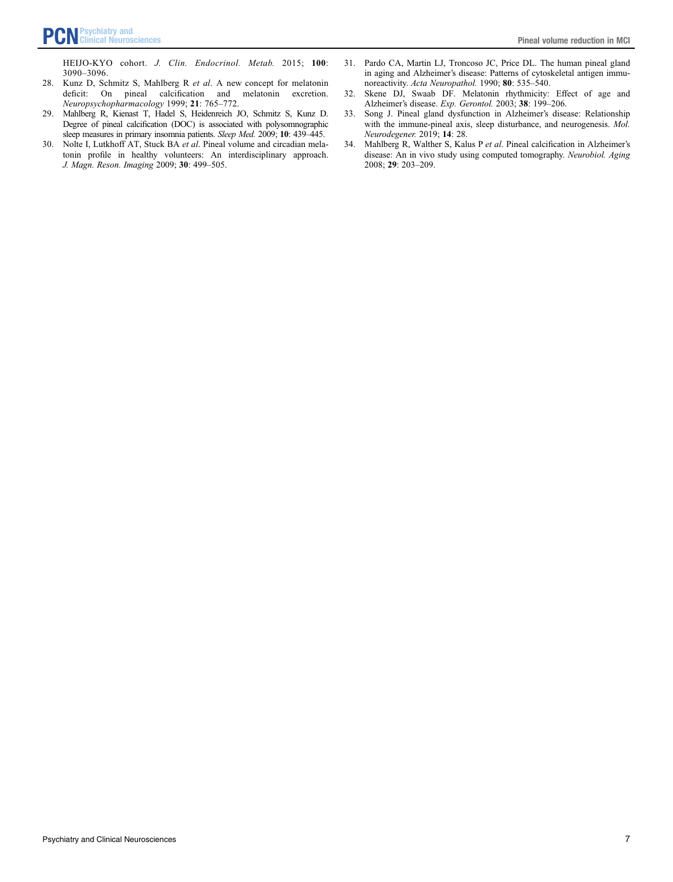HEIJO-KYO cohort. *J. Clin. Endocrinol. Metab.* 2015; **100**: 3090–3096.

28. Kunz D, Schmitz S, Mahlberg R *et al*. A new concept for melatonin deficit: On pineal calcification and melatonin excretion. *Neuropsychopharmacology* 1999; **21**: 765–772.
29. Mahlberg R, Kienast T, Hadel S, Heidenreich JO, Schmitz S, Kunz D. Degree of pineal calcification (DOC) is associated with polysomnographic sleep measures in primary insomnia patients. *Sleep Med.* 2009; **10**: 439–445.
30. Nolte I, Lutkhoff AT, Stuck BA *et al*. Pineal volume and circadian melatonin profile in healthy volunteers: An interdisciplinary approach. *J. Magn. Reson. Imaging* 2009; **30**: 499–505.
31. Pardo CA, Martin LJ, Troncoso JC, Price DL. The human pineal gland in aging and Alzheimer's disease: Patterns of cytoskeletal antigen immunoreactivity. *Acta Neuropathol.* 1990; **80**: 535–540.
32. Skene DJ, Swaab DF. Melatonin rhythmicity: Effect of age and Alzheimer's disease. *Exp. Gerontol.* 2003; **38**: 199–206.
33. Song J. Pineal gland dysfunction in Alzheimer's disease: Relationship with the immune-pineal axis, sleep disturbance, and neurogenesis. *Mol. Neurodegener.* 2019; **14**: 28.
34. Mahlberg R, Walther S, Kalus P *et al*. Pineal calcification in Alzheimer's disease: An in vivo study using computed tomography. *Neurobiol. Aging* 2008; **29**: 203–209.